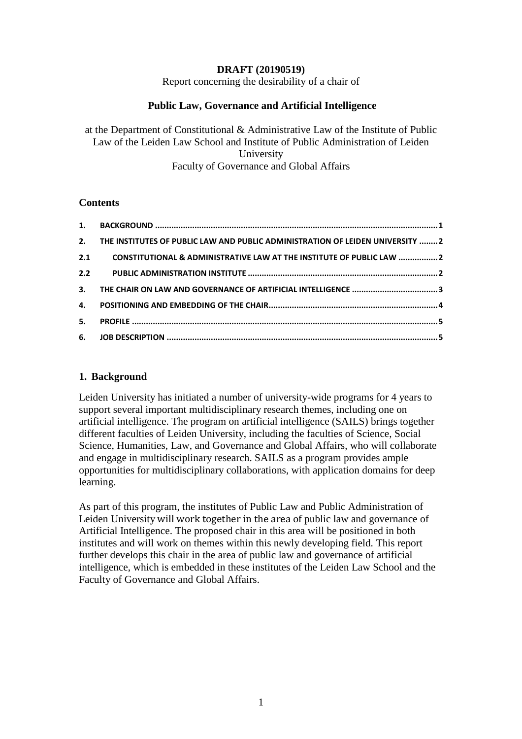**DRAFT (20190519)**

Report concerning the desirability of a chair of

**Public Law, Governance and Artificial Intelligence**

at the Department of Constitutional & Administrative Law of the Institute of Public Law of the Leiden Law School and Institute of Public Administration of Leiden University
Faculty of Governance and Global Affairs

## Contents

| | | |
|---|---|---|
| 1. | BACKGROUND | 1 |
| 2. | THE INSTITUTES OF PUBLIC LAW AND PUBLIC ADMINISTRATION OF LEIDEN UNIVERSITY | 2 |
| 2.1 | CONSTITUTIONAL & ADMINISTRATIVE LAW AT THE INSTITUTE OF PUBLIC LAW | 2 |
| 2.2 | PUBLIC ADMINISTRATION INSTITUTE | 2 |
| 3. | THE CHAIR ON LAW AND GOVERNANCE OF ARTIFICIAL INTELLIGENCE | 3 |
| 4. | POSITIONING AND EMBEDDING OF THE CHAIR | 4 |
| 5. | PROFILE | 5 |
| 6. | JOB DESCRIPTION | 5 |

## 1. Background

Leiden University has initiated a number of university-wide programs for 4 years to support several important multidisciplinary research themes, including one on artificial intelligence. The program on artificial intelligence (SAILS) brings together different faculties of Leiden University, including the faculties of Science, Social Science, Humanities, Law, and Governance and Global Affairs, who will collaborate and engage in multidisciplinary research. SAILS as a program provides ample opportunities for multidisciplinary collaborations, with application domains for deep learning.

As part of this program, the institutes of Public Law and Public Administration of Leiden University will work together in the area of public law and governance of Artificial Intelligence. The proposed chair in this area will be positioned in both institutes and will work on themes within this newly developing field. This report further develops this chair in the area of public law and governance of artificial intelligence, which is embedded in these institutes of the Leiden Law School and the Faculty of Governance and Global Affairs.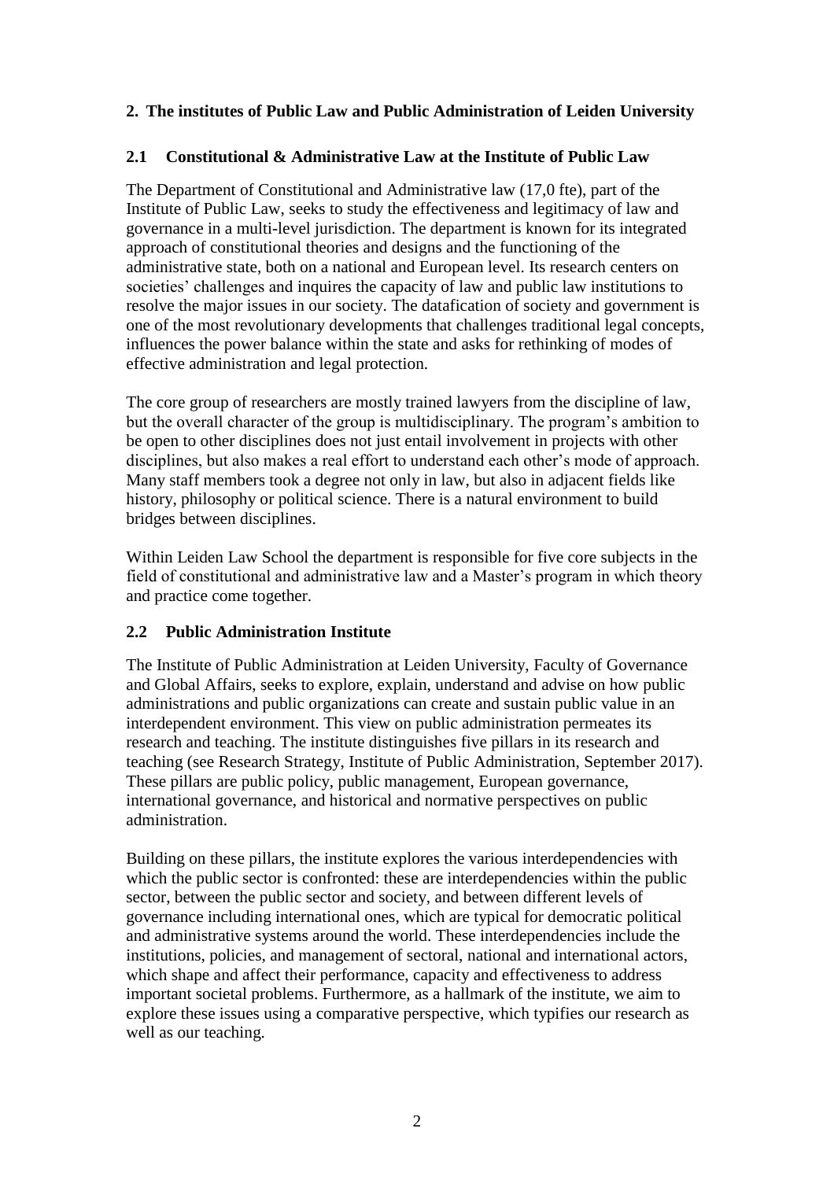## 2. The institutes of Public Law and Public Administration of Leiden University

### 2.1 Constitutional & Administrative Law at the Institute of Public Law

The Department of Constitutional and Administrative law (17,0 fte), part of the Institute of Public Law, seeks to study the effectiveness and legitimacy of law and governance in a multi-level jurisdiction. The department is known for its integrated approach of constitutional theories and designs and the functioning of the administrative state, both on a national and European level. Its research centers on societies' challenges and inquires the capacity of law and public law institutions to resolve the major issues in our society. The datafication of society and government is one of the most revolutionary developments that challenges traditional legal concepts, influences the power balance within the state and asks for rethinking of modes of effective administration and legal protection.

The core group of researchers are mostly trained lawyers from the discipline of law, but the overall character of the group is multidisciplinary. The program's ambition to be open to other disciplines does not just entail involvement in projects with other disciplines, but also makes a real effort to understand each other's mode of approach. Many staff members took a degree not only in law, but also in adjacent fields like history, philosophy or political science. There is a natural environment to build bridges between disciplines.

Within Leiden Law School the department is responsible for five core subjects in the field of constitutional and administrative law and a Master's program in which theory and practice come together.

### 2.2 Public Administration Institute

The Institute of Public Administration at Leiden University, Faculty of Governance and Global Affairs, seeks to explore, explain, understand and advise on how public administrations and public organizations can create and sustain public value in an interdependent environment. This view on public administration permeates its research and teaching. The institute distinguishes five pillars in its research and teaching (see Research Strategy, Institute of Public Administration, September 2017). These pillars are public policy, public management, European governance, international governance, and historical and normative perspectives on public administration.

Building on these pillars, the institute explores the various interdependencies with which the public sector is confronted: these are interdependencies within the public sector, between the public sector and society, and between different levels of governance including international ones, which are typical for democratic political and administrative systems around the world. These interdependencies include the institutions, policies, and management of sectoral, national and international actors, which shape and affect their performance, capacity and effectiveness to address important societal problems. Furthermore, as a hallmark of the institute, we aim to explore these issues using a comparative perspective, which typifies our research as well as our teaching.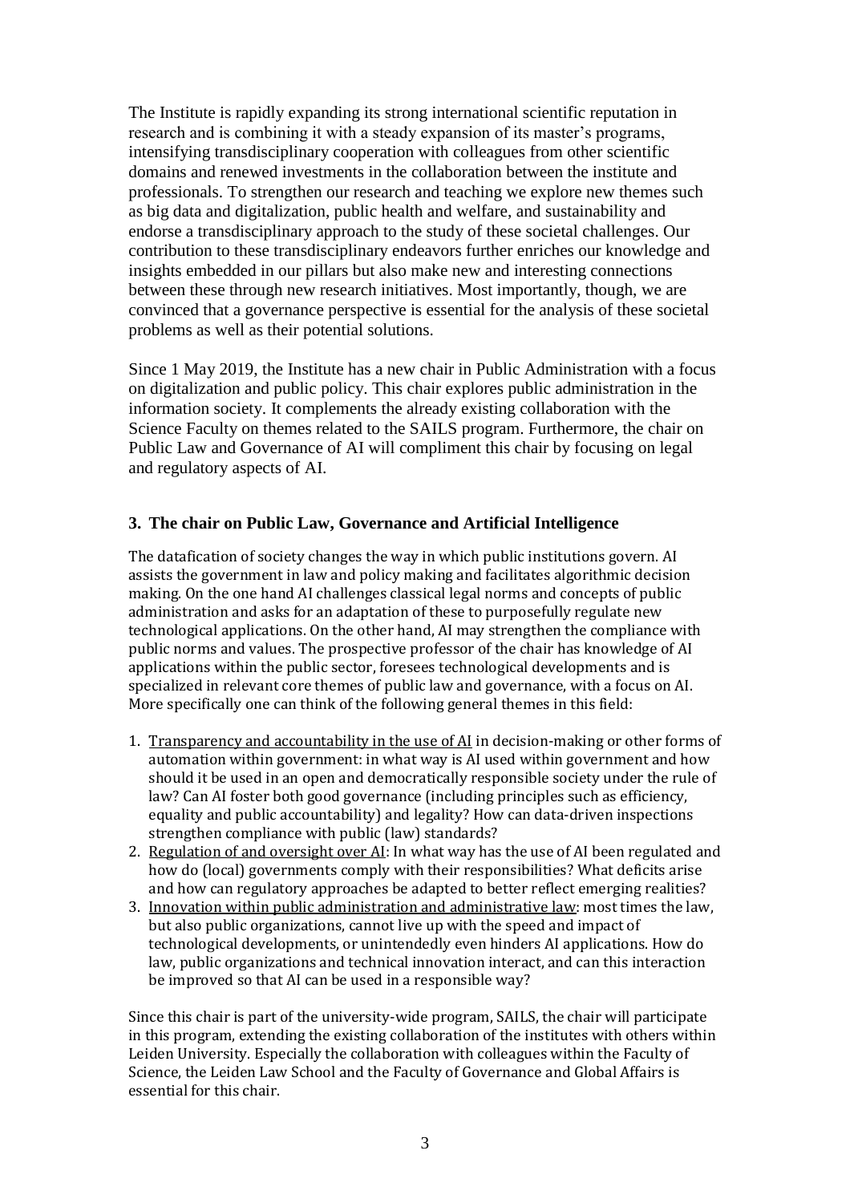The Institute is rapidly expanding its strong international scientific reputation in research and is combining it with a steady expansion of its master's programs, intensifying transdisciplinary cooperation with colleagues from other scientific domains and renewed investments in the collaboration between the institute and professionals. To strengthen our research and teaching we explore new themes such as big data and digitalization, public health and welfare, and sustainability and endorse a transdisciplinary approach to the study of these societal challenges. Our contribution to these transdisciplinary endeavors further enriches our knowledge and insights embedded in our pillars but also make new and interesting connections between these through new research initiatives. Most importantly, though, we are convinced that a governance perspective is essential for the analysis of these societal problems as well as their potential solutions.

Since 1 May 2019, the Institute has a new chair in Public Administration with a focus on digitalization and public policy. This chair explores public administration in the information society. It complements the already existing collaboration with the Science Faculty on themes related to the SAILS program. Furthermore, the chair on Public Law and Governance of AI will compliment this chair by focusing on legal and regulatory aspects of AI.

### 3. The chair on Public Law, Governance and Artificial Intelligence

The datafication of society changes the way in which public institutions govern. AI assists the government in law and policy making and facilitates algorithmic decision making. On the one hand AI challenges classical legal norms and concepts of public administration and asks for an adaptation of these to purposefully regulate new technological applications. On the other hand, AI may strengthen the compliance with public norms and values. The prospective professor of the chair has knowledge of AI applications within the public sector, foresees technological developments and is specialized in relevant core themes of public law and governance, with a focus on AI. More specifically one can think of the following general themes in this field:

1. <u>Transparency and accountability in the use of AI</u> in decision-making or other forms of automation within government: in what way is AI used within government and how should it be used in an open and democratically responsible society under the rule of law? Can AI foster both good governance (including principles such as efficiency, equality and public accountability) and legality? How can data-driven inspections strengthen compliance with public (law) standards?
2. <u>Regulation of and oversight over AI</u>: In what way has the use of AI been regulated and how do (local) governments comply with their responsibilities? What deficits arise and how can regulatory approaches be adapted to better reflect emerging realities?
3. <u>Innovation within public administration and administrative law</u>: most times the law, but also public organizations, cannot live up with the speed and impact of technological developments, or unintendedly even hinders AI applications. How do law, public organizations and technical innovation interact, and can this interaction be improved so that AI can be used in a responsible way?

Since this chair is part of the university-wide program, SAILS, the chair will participate in this program, extending the existing collaboration of the institutes with others within Leiden University. Especially the collaboration with colleagues within the Faculty of Science, the Leiden Law School and the Faculty of Governance and Global Affairs is essential for this chair.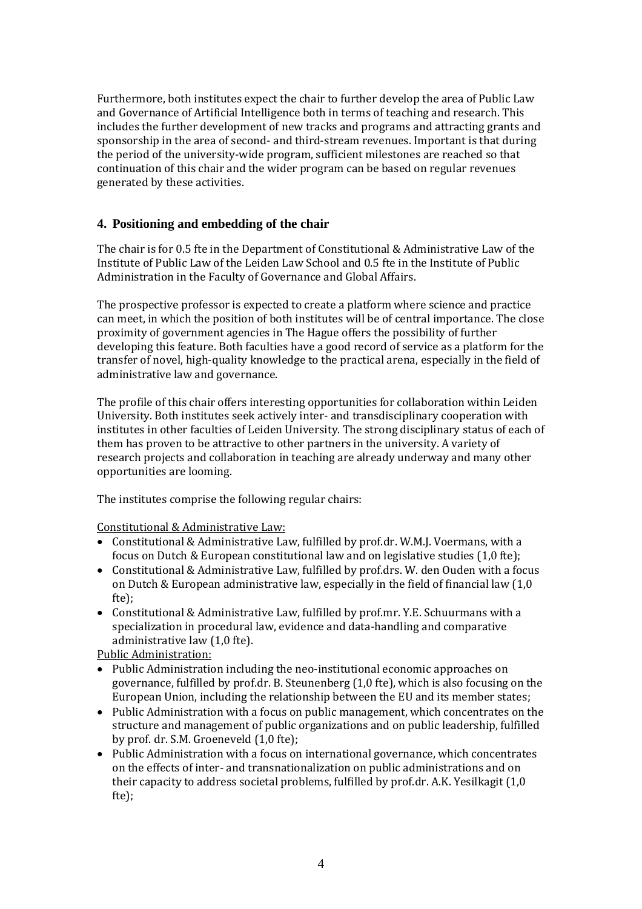Furthermore, both institutes expect the chair to further develop the area of Public Law and Governance of Artificial Intelligence both in terms of teaching and research. This includes the further development of new tracks and programs and attracting grants and sponsorship in the area of second- and third-stream revenues. Important is that during the period of the university-wide program, sufficient milestones are reached so that continuation of this chair and the wider program can be based on regular revenues generated by these activities.

## 4. Positioning and embedding of the chair

The chair is for 0.5 fte in the Department of Constitutional & Administrative Law of the Institute of Public Law of the Leiden Law School and 0.5 fte in the Institute of Public Administration in the Faculty of Governance and Global Affairs.

The prospective professor is expected to create a platform where science and practice can meet, in which the position of both institutes will be of central importance. The close proximity of government agencies in The Hague offers the possibility of further developing this feature. Both faculties have a good record of service as a platform for the transfer of novel, high-quality knowledge to the practical arena, especially in the field of administrative law and governance.

The profile of this chair offers interesting opportunities for collaboration within Leiden University. Both institutes seek actively inter- and transdisciplinary cooperation with institutes in other faculties of Leiden University. The strong disciplinary status of each of them has proven to be attractive to other partners in the university. A variety of research projects and collaboration in teaching are already underway and many other opportunities are looming.

The institutes comprise the following regular chairs:

Constitutional & Administrative Law:

- Constitutional & Administrative Law, fulfilled by prof.dr. W.M.J. Voermans, with a focus on Dutch & European constitutional law and on legislative studies (1,0 fte);
- Constitutional & Administrative Law, fulfilled by prof.drs. W. den Ouden with a focus on Dutch & European administrative law, especially in the field of financial law (1,0 fte);
- Constitutional & Administrative Law, fulfilled by prof.mr. Y.E. Schuurmans with a specialization in procedural law, evidence and data-handling and comparative administrative law (1,0 fte).

Public Administration:

- Public Administration including the neo-institutional economic approaches on governance, fulfilled by prof.dr. B. Steunenberg (1,0 fte), which is also focusing on the European Union, including the relationship between the EU and its member states;
- Public Administration with a focus on public management, which concentrates on the structure and management of public organizations and on public leadership, fulfilled by prof. dr. S.M. Groeneveld (1,0 fte);
- Public Administration with a focus on international governance, which concentrates on the effects of inter- and transnationalization on public administrations and on their capacity to address societal problems, fulfilled by prof.dr. A.K. Yesilkagit (1,0 fte);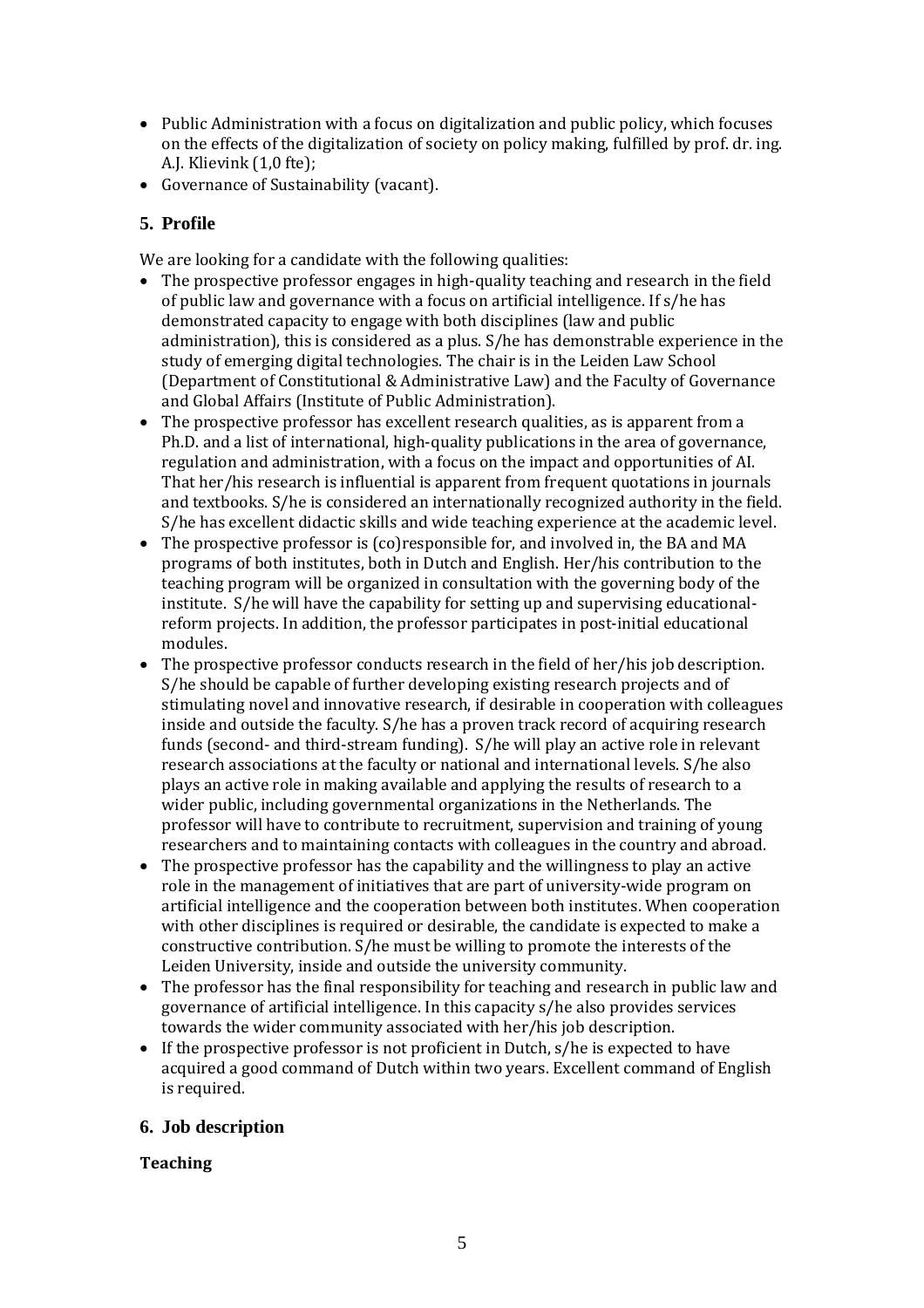- Public Administration with a focus on digitalization and public policy, which focuses on the effects of the digitalization of society on policy making, fulfilled by prof. dr. ing. A.J. Klievink (1,0 fte);
- Governance of Sustainability (vacant).

## 5. Profile

We are looking for a candidate with the following qualities:

- The prospective professor engages in high-quality teaching and research in the field of public law and governance with a focus on artificial intelligence. If s/he has demonstrated capacity to engage with both disciplines (law and public administration), this is considered as a plus. S/he has demonstrable experience in the study of emerging digital technologies. The chair is in the Leiden Law School (Department of Constitutional & Administrative Law) and the Faculty of Governance and Global Affairs (Institute of Public Administration).
- The prospective professor has excellent research qualities, as is apparent from a Ph.D. and a list of international, high-quality publications in the area of governance, regulation and administration, with a focus on the impact and opportunities of AI. That her/his research is influential is apparent from frequent quotations in journals and textbooks. S/he is considered an internationally recognized authority in the field. S/he has excellent didactic skills and wide teaching experience at the academic level.
- The prospective professor is (co)responsible for, and involved in, the BA and MA programs of both institutes, both in Dutch and English. Her/his contribution to the teaching program will be organized in consultation with the governing body of the institute. S/he will have the capability for setting up and supervising educational-reform projects. In addition, the professor participates in post-initial educational modules.
- The prospective professor conducts research in the field of her/his job description. S/he should be capable of further developing existing research projects and of stimulating novel and innovative research, if desirable in cooperation with colleagues inside and outside the faculty. S/he has a proven track record of acquiring research funds (second- and third-stream funding). S/he will play an active role in relevant research associations at the faculty or national and international levels. S/he also plays an active role in making available and applying the results of research to a wider public, including governmental organizations in the Netherlands. The professor will have to contribute to recruitment, supervision and training of young researchers and to maintaining contacts with colleagues in the country and abroad.
- The prospective professor has the capability and the willingness to play an active role in the management of initiatives that are part of university-wide program on artificial intelligence and the cooperation between both institutes. When cooperation with other disciplines is required or desirable, the candidate is expected to make a constructive contribution. S/he must be willing to promote the interests of the Leiden University, inside and outside the university community.
- The professor has the final responsibility for teaching and research in public law and governance of artificial intelligence. In this capacity s/he also provides services towards the wider community associated with her/his job description.
- If the prospective professor is not proficient in Dutch, s/he is expected to have acquired a good command of Dutch within two years. Excellent command of English is required.

## 6. Job description

### Teaching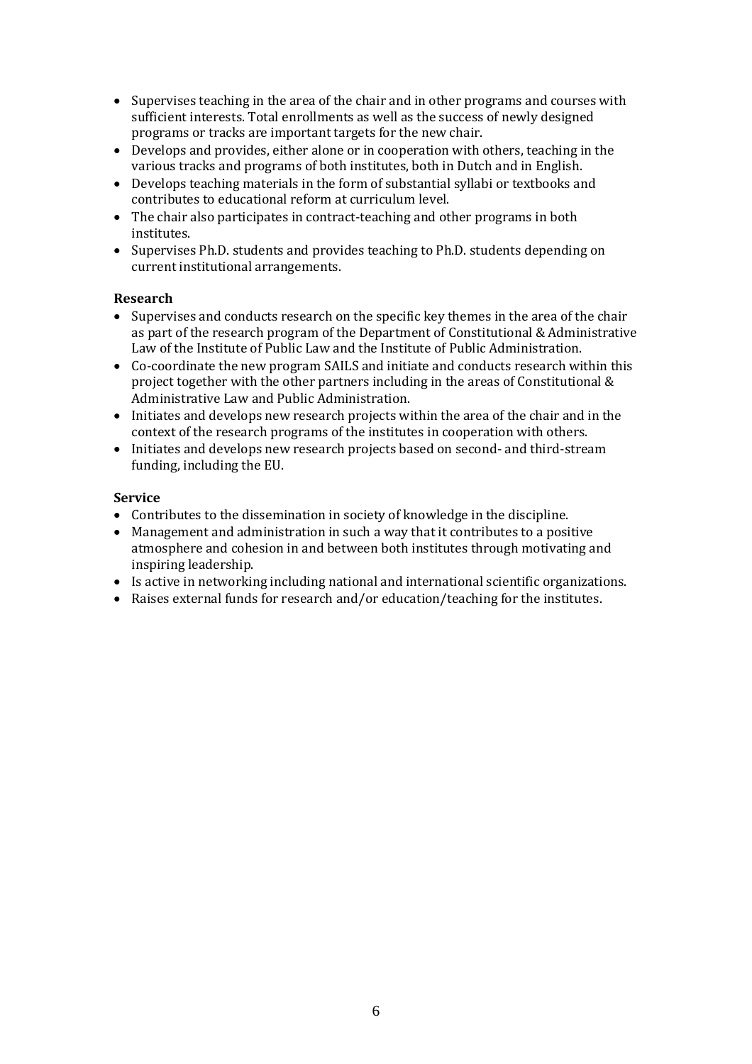- Supervises teaching in the area of the chair and in other programs and courses with sufficient interests. Total enrollments as well as the success of newly designed programs or tracks are important targets for the new chair.
- Develops and provides, either alone or in cooperation with others, teaching in the various tracks and programs of both institutes, both in Dutch and in English.
- Develops teaching materials in the form of substantial syllabi or textbooks and contributes to educational reform at curriculum level.
- The chair also participates in contract-teaching and other programs in both institutes.
- Supervises Ph.D. students and provides teaching to Ph.D. students depending on current institutional arrangements.

**Research**

- Supervises and conducts research on the specific key themes in the area of the chair as part of the research program of the Department of Constitutional & Administrative Law of the Institute of Public Law and the Institute of Public Administration.
- Co-coordinate the new program SAILS and initiate and conducts research within this project together with the other partners including in the areas of Constitutional & Administrative Law and Public Administration.
- Initiates and develops new research projects within the area of the chair and in the context of the research programs of the institutes in cooperation with others.
- Initiates and develops new research projects based on second- and third-stream funding, including the EU.

**Service**

- Contributes to the dissemination in society of knowledge in the discipline.
- Management and administration in such a way that it contributes to a positive atmosphere and cohesion in and between both institutes through motivating and inspiring leadership.
- Is active in networking including national and international scientific organizations.
- Raises external funds for research and/or education/teaching for the institutes.